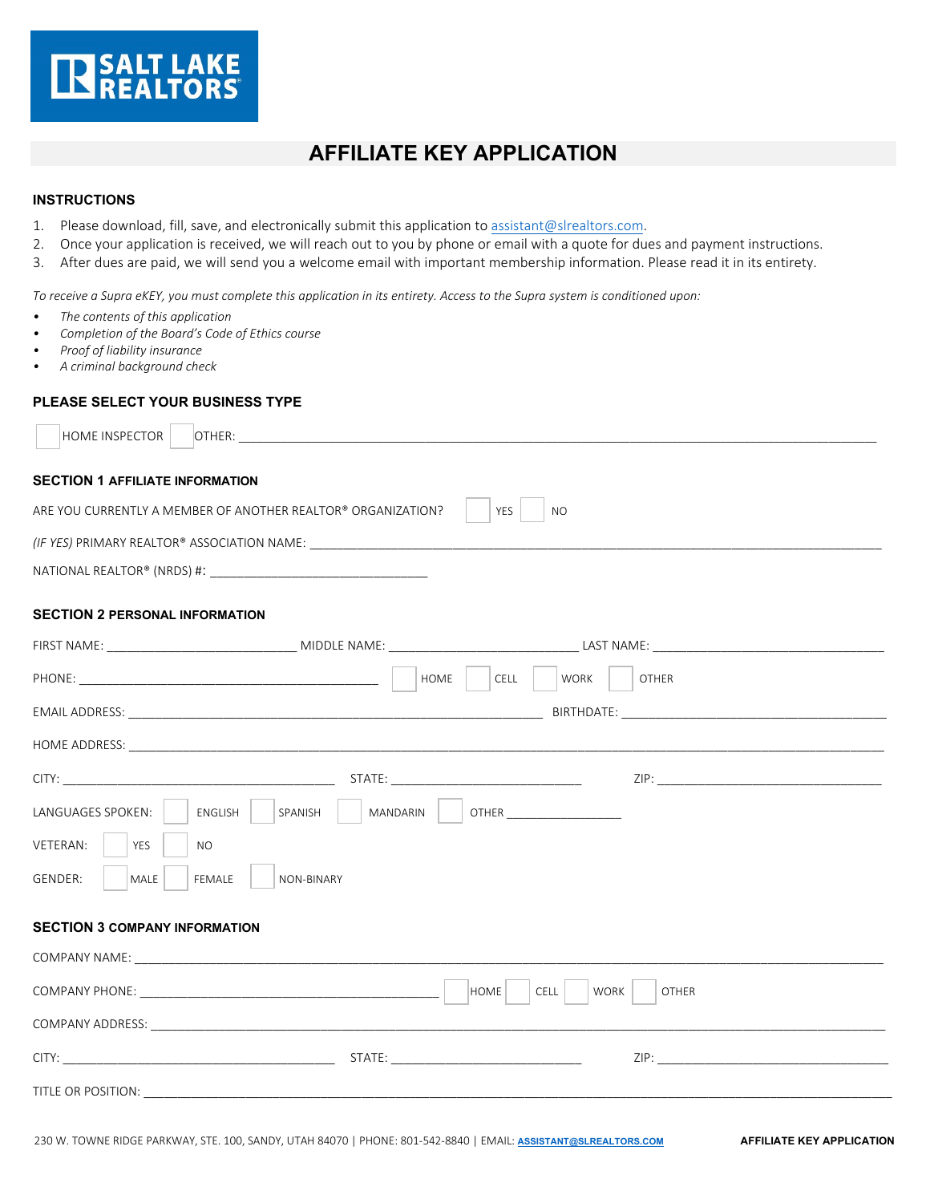SALT LAKE REALTORS

# AFFILIATE KEY APPLICATION

## INSTRUCTIONS

1. Please download, fill, save, and electronically submit this application to assistant@slrealtors.com.
2. Once your application is received, we will reach out to you by phone or email with a quote for dues and payment instructions.
3. After dues are paid, we will send you a welcome email with important membership information. Please read it in its entirety.

*To receive a Supra eKEY, you must complete this application in its entirety. Access to the Supra system is conditioned upon:*

- *The contents of this application*
- *Completion of the Board's Code of Ethics course*
- *Proof of liability insurance*
- *A criminal background check*

## PLEASE SELECT YOUR BUSINESS TYPE

☐ HOME INSPECTOR ☐ OTHER: ______________________________

## SECTION 1 AFFILIATE INFORMATION

ARE YOU CURRENTLY A MEMBER OF ANOTHER REALTOR® ORGANIZATION? ☐ YES ☐ NO

*(IF YES)* PRIMARY REALTOR® ASSOCIATION NAME: ______________________________

NATIONAL REALTOR® (NRDS) #: ______________________________

## SECTION 2 PERSONAL INFORMATION

FIRST NAME: ____________ MIDDLE NAME: ____________ LAST NAME: ____________

PHONE: ____________ ☐ HOME ☐ CELL ☐ WORK ☐ OTHER

EMAIL ADDRESS: ____________ BIRTHDATE: ____________

HOME ADDRESS: ______________________________

CITY: ____________ STATE: ____________ ZIP: ____________

LANGUAGES SPOKEN: ☐ ENGLISH ☐ SPANISH ☐ MANDARIN ☐ OTHER ____________

VETERAN: ☐ YES ☐ NO

GENDER: ☐ MALE ☐ FEMALE ☐ NON-BINARY

## SECTION 3 COMPANY INFORMATION

COMPANY NAME: ______________________________

COMPANY PHONE: ____________ ☐ HOME ☐ CELL ☐ WORK ☐ OTHER

COMPANY ADDRESS: ______________________________

CITY: ____________ STATE: ____________ ZIP: ____________

TITLE OR POSITION: ______________________________

230 W. TOWNE RIDGE PARKWAY, STE. 100, SANDY, UTAH 84070 | PHONE: 801-542-8840 | EMAIL: ASSISTANT@SLREALTORS.COM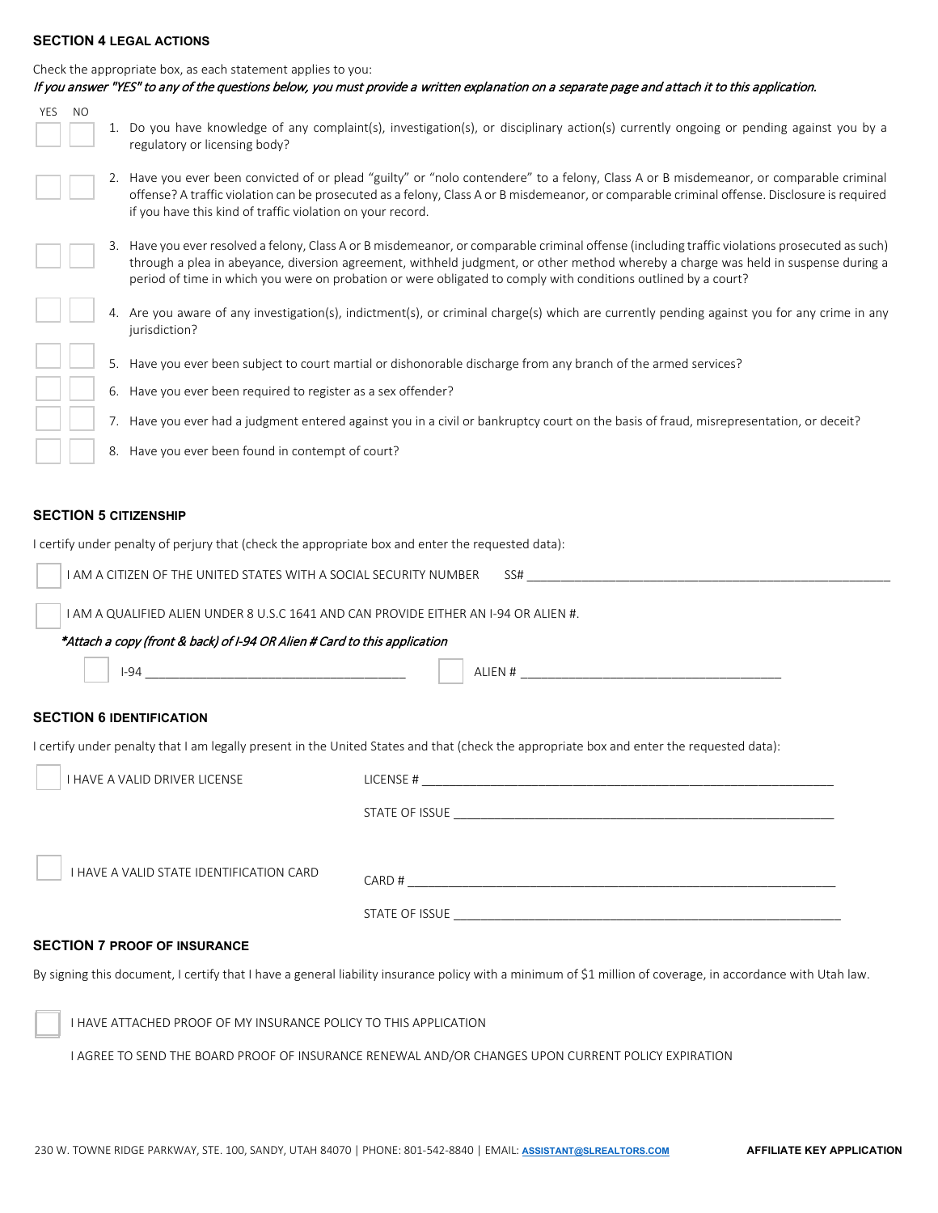## SECTION 4 LEGAL ACTIONS

Check the appropriate box, as each statement applies to you:

*If you answer "YES" to any of the questions below, you must provide a written explanation on a separate page and attach it to this application.*

| YES | NO | |
|---|---|---|
| ☐ | ☐ | 1. Do you have knowledge of any complaint(s), investigation(s), or disciplinary action(s) currently ongoing or pending against you by a regulatory or licensing body? |
| ☐ | ☐ | 2. Have you ever been convicted of or plead "guilty" or "nolo contendere" to a felony, Class A or B misdemeanor, or comparable criminal offense? A traffic violation can be prosecuted as a felony, Class A or B misdemeanor, or comparable criminal offense. Disclosure is required if you have this kind of traffic violation on your record. |
| ☐ | ☐ | 3. Have you ever resolved a felony, Class A or B misdemeanor, or comparable criminal offense (including traffic violations prosecuted as such) through a plea in abeyance, diversion agreement, withheld judgment, or other method whereby a charge was held in suspense during a period of time in which you were on probation or were obligated to comply with conditions outlined by a court? |
| ☐ | ☐ | 4. Are you aware of any investigation(s), indictment(s), or criminal charge(s) which are currently pending against you for any crime in any jurisdiction? |
| ☐ | ☐ | 5. Have you ever been subject to court martial or dishonorable discharge from any branch of the armed services? |
| ☐ | ☐ | 6. Have you ever been required to register as a sex offender? |
| ☐ | ☐ | 7. Have you ever had a judgment entered against you in a civil or bankruptcy court on the basis of fraud, misrepresentation, or deceit? |
| ☐ | ☐ | 8. Have you ever been found in contempt of court? |

## SECTION 5 CITIZENSHIP

I certify under penalty of perjury that (check the appropriate box and enter the requested data):

☐ I AM A CITIZEN OF THE UNITED STATES WITH A SOCIAL SECURITY NUMBER SS# ______________________________

☐ I AM A QUALIFIED ALIEN UNDER 8 U.S.C 1641 AND CAN PROVIDE EITHER AN I-94 OR ALIEN #.

*\*Attach a copy (front & back) of I-94 OR Alien # Card to this application*

☐ I-94 ______________________________ ☐ ALIEN # ______________________________

## SECTION 6 IDENTIFICATION

I certify under penalty that I am legally present in the United States and that (check the appropriate box and enter the requested data):

☐ I HAVE A VALID DRIVER LICENSE

LICENSE # ______________________________

STATE OF ISSUE ______________________________

☐ I HAVE A VALID STATE IDENTIFICATION CARD

CARD # ______________________________

STATE OF ISSUE ______________________________

## SECTION 7 PROOF OF INSURANCE

By signing this document, I certify that I have a general liability insurance policy with a minimum of $1 million of coverage, in accordance with Utah law.

☐ I HAVE ATTACHED PROOF OF MY INSURANCE POLICY TO THIS APPLICATION

I AGREE TO SEND THE BOARD PROOF OF INSURANCE RENEWAL AND/OR CHANGES UPON CURRENT POLICY EXPIRATION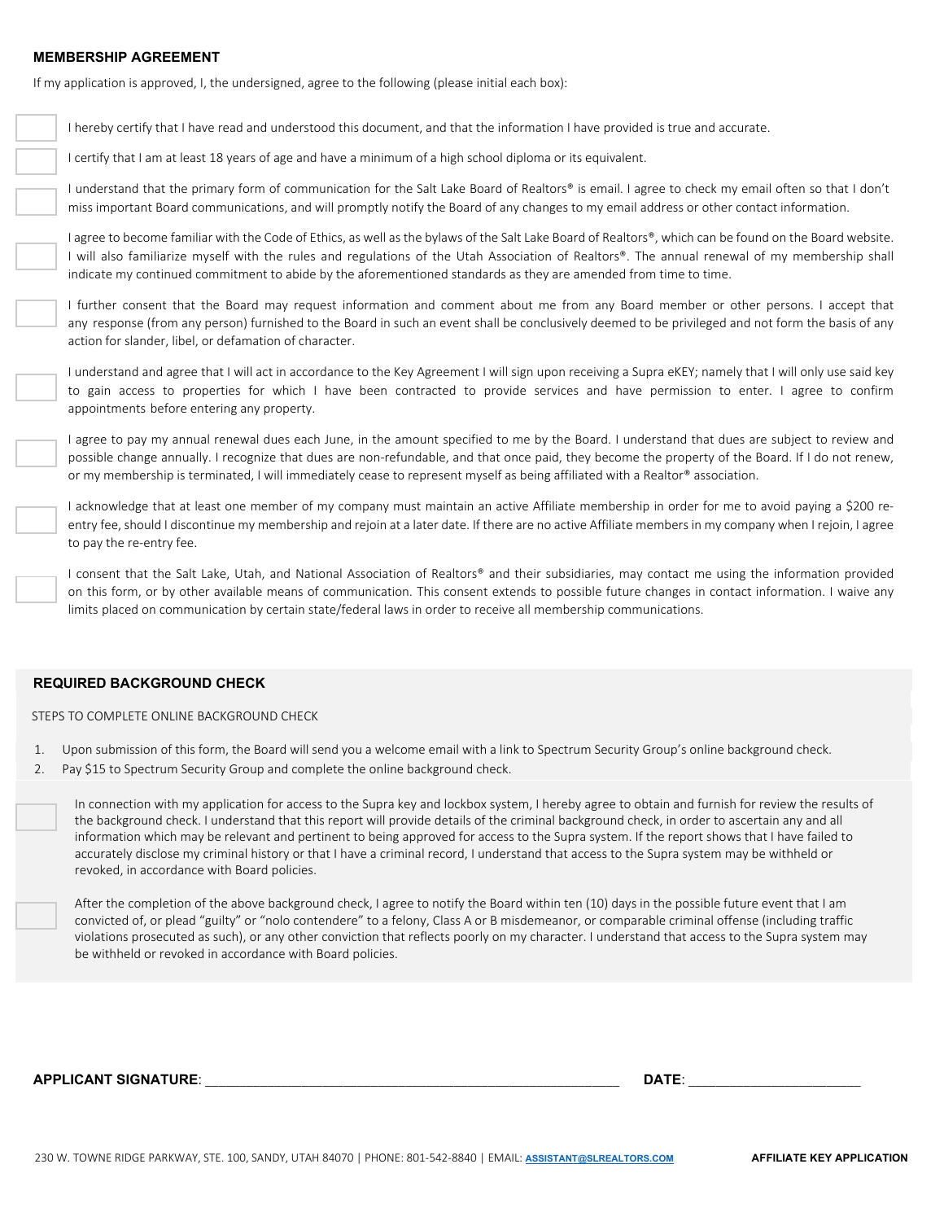## MEMBERSHIP AGREEMENT

If my application is approved, I, the undersigned, agree to the following (please initial each box):

- [ ] I hereby certify that I have read and understood this document, and that the information I have provided is true and accurate.
- [ ] I certify that I am at least 18 years of age and have a minimum of a high school diploma or its equivalent.
- [ ] I understand that the primary form of communication for the Salt Lake Board of Realtors® is email. I agree to check my email often so that I don't miss important Board communications, and will promptly notify the Board of any changes to my email address or other contact information.
- [ ] I agree to become familiar with the Code of Ethics, as well as the bylaws of the Salt Lake Board of Realtors®, which can be found on the Board website. I will also familiarize myself with the rules and regulations of the Utah Association of Realtors®. The annual renewal of my membership shall indicate my continued commitment to abide by the aforementioned standards as they are amended from time to time.
- [ ] I further consent that the Board may request information and comment about me from any Board member or other persons. I accept that any response (from any person) furnished to the Board in such an event shall be conclusively deemed to be privileged and not form the basis of any action for slander, libel, or defamation of character.
- [ ] I understand and agree that I will act in accordance to the Key Agreement I will sign upon receiving a Supra eKEY; namely that I will only use said key to gain access to properties for which I have been contracted to provide services and have permission to enter. I agree to confirm appointments before entering any property.
- [ ] I agree to pay my annual renewal dues each June, in the amount specified to me by the Board. I understand that dues are subject to review and possible change annually. I recognize that dues are non-refundable, and that once paid, they become the property of the Board. If I do not renew, or my membership is terminated, I will immediately cease to represent myself as being affiliated with a Realtor® association.
- [ ] I acknowledge that at least one member of my company must maintain an active Affiliate membership in order for me to avoid paying a $200 re-entry fee, should I discontinue my membership and rejoin at a later date. If there are no active Affiliate members in my company when I rejoin, I agree to pay the re-entry fee.
- [ ] I consent that the Salt Lake, Utah, and National Association of Realtors® and their subsidiaries, may contact me using the information provided on this form, or by other available means of communication. This consent extends to possible future changes in contact information. I waive any limits placed on communication by certain state/federal laws in order to receive all membership communications.

## REQUIRED BACKGROUND CHECK

STEPS TO COMPLETE ONLINE BACKGROUND CHECK

1. Upon submission of this form, the Board will send you a welcome email with a link to Spectrum Security Group's online background check.
2. Pay $15 to Spectrum Security Group and complete the online background check.

- [ ] In connection with my application for access to the Supra key and lockbox system, I hereby agree to obtain and furnish for review the results of the background check. I understand that this report will provide details of the criminal background check, in order to ascertain any and all information which may be relevant and pertinent to being approved for access to the Supra system. If the report shows that I have failed to accurately disclose my criminal history or that I have a criminal record, I understand that access to the Supra system may be withheld or revoked, in accordance with Board policies.
- [ ] After the completion of the above background check, I agree to notify the Board within ten (10) days in the possible future event that I am convicted of, or plead "guilty" or "nolo contendere" to a felony, Class A or B misdemeanor, or comparable criminal offense (including traffic violations prosecuted as such), or any other conviction that reflects poorly on my character. I understand that access to the Supra system may be withheld or revoked in accordance with Board policies.

**APPLICANT SIGNATURE**: ______________________________ **DATE**: ____________________

230 W. TOWNE RIDGE PARKWAY, STE. 100, SANDY, UTAH 84070 | PHONE: 801-542-8840 | EMAIL: ASSISTANT@SLREALTORS.COM

**AFFILIATE KEY APPLICATION**